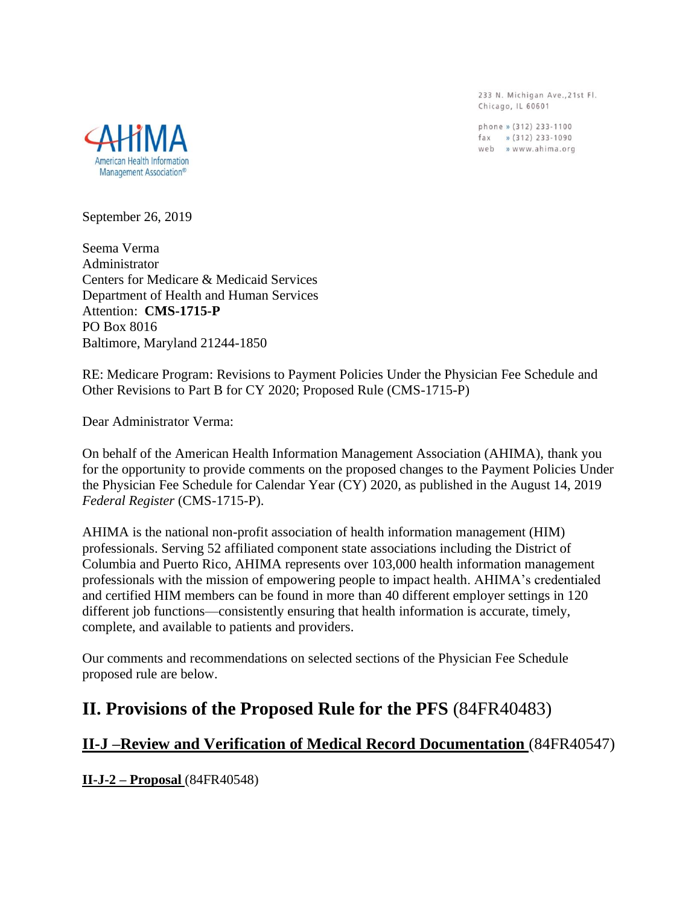233 N. Michigan Ave.,21st Fl.
Chicago, IL 60601

phone » (312) 233-1100
fax » (312) 233-1090
web » www.ahima.org

AHIMA
American Health Information Management Association®

September 26, 2019

Seema Verma
Administrator
Centers for Medicare & Medicaid Services
Department of Health and Human Services
Attention: **CMS-1715-P**
PO Box 8016
Baltimore, Maryland 21244-1850

RE: Medicare Program: Revisions to Payment Policies Under the Physician Fee Schedule and Other Revisions to Part B for CY 2020; Proposed Rule (CMS-1715-P)

Dear Administrator Verma:

On behalf of the American Health Information Management Association (AHIMA), thank you for the opportunity to provide comments on the proposed changes to the Payment Policies Under the Physician Fee Schedule for Calendar Year (CY) 2020, as published in the August 14, 2019 *Federal Register* (CMS-1715-P).

AHIMA is the national non-profit association of health information management (HIM) professionals. Serving 52 affiliated component state associations including the District of Columbia and Puerto Rico, AHIMA represents over 103,000 health information management professionals with the mission of empowering people to impact health. AHIMA's credentialed and certified HIM members can be found in more than 40 different employer settings in 120 different job functions—consistently ensuring that health information is accurate, timely, complete, and available to patients and providers.

Our comments and recommendations on selected sections of the Physician Fee Schedule proposed rule are below.

# II. Provisions of the Proposed Rule for the PFS (84FR40483)

## II-J –Review and Verification of Medical Record Documentation (84FR40547)

### II-J-2 – Proposal (84FR40548)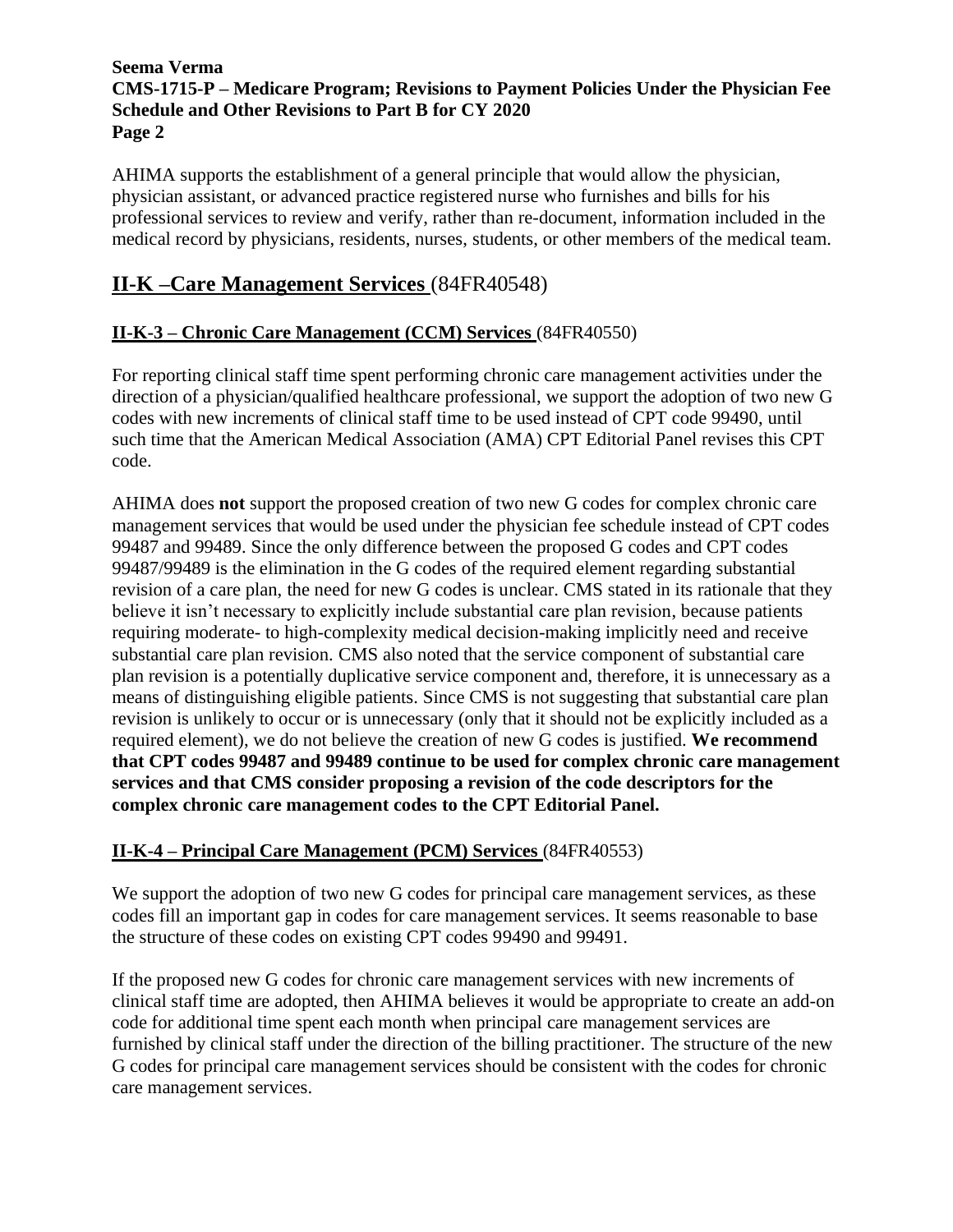AHIMA supports the establishment of a general principle that would allow the physician, physician assistant, or advanced practice registered nurse who furnishes and bills for his professional services to review and verify, rather than re-document, information included in the medical record by physicians, residents, nurses, students, or other members of the medical team.

## II-K –Care Management Services (84FR40548)

### II-K-3 – Chronic Care Management (CCM) Services (84FR40550)

For reporting clinical staff time spent performing chronic care management activities under the direction of a physician/qualified healthcare professional, we support the adoption of two new G codes with new increments of clinical staff time to be used instead of CPT code 99490, until such time that the American Medical Association (AMA) CPT Editorial Panel revises this CPT code.

AHIMA does **not** support the proposed creation of two new G codes for complex chronic care management services that would be used under the physician fee schedule instead of CPT codes 99487 and 99489. Since the only difference between the proposed G codes and CPT codes 99487/99489 is the elimination in the G codes of the required element regarding substantial revision of a care plan, the need for new G codes is unclear. CMS stated in its rationale that they believe it isn't necessary to explicitly include substantial care plan revision, because patients requiring moderate- to high-complexity medical decision-making implicitly need and receive substantial care plan revision. CMS also noted that the service component of substantial care plan revision is a potentially duplicative service component and, therefore, it is unnecessary as a means of distinguishing eligible patients. Since CMS is not suggesting that substantial care plan revision is unlikely to occur or is unnecessary (only that it should not be explicitly included as a required element), we do not believe the creation of new G codes is justified. **We recommend that CPT codes 99487 and 99489 continue to be used for complex chronic care management services and that CMS consider proposing a revision of the code descriptors for the complex chronic care management codes to the CPT Editorial Panel.**

### II-K-4 – Principal Care Management (PCM) Services (84FR40553)

We support the adoption of two new G codes for principal care management services, as these codes fill an important gap in codes for care management services. It seems reasonable to base the structure of these codes on existing CPT codes 99490 and 99491.

If the proposed new G codes for chronic care management services with new increments of clinical staff time are adopted, then AHIMA believes it would be appropriate to create an add-on code for additional time spent each month when principal care management services are furnished by clinical staff under the direction of the billing practitioner. The structure of the new G codes for principal care management services should be consistent with the codes for chronic care management services.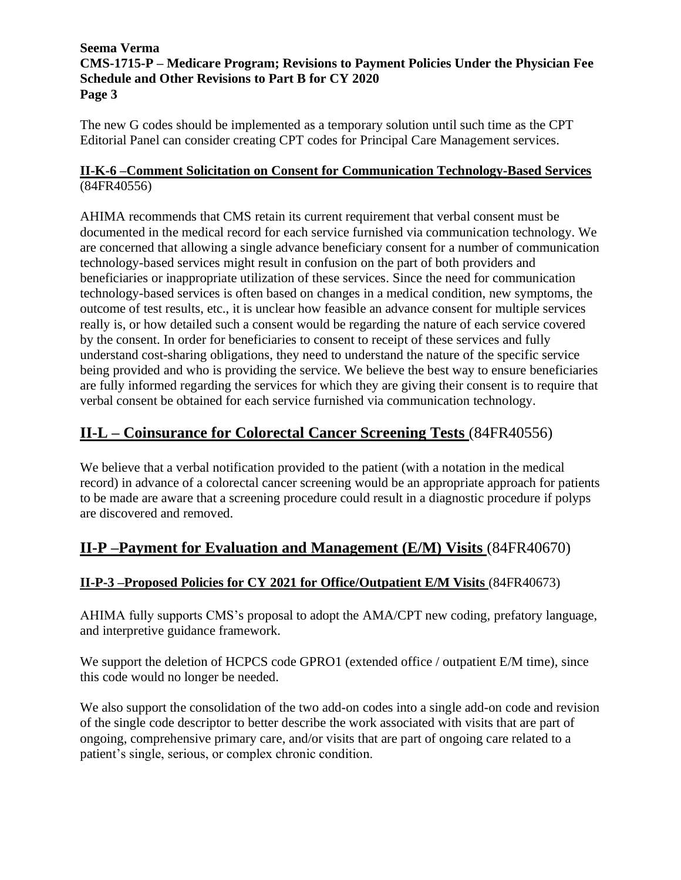The new G codes should be implemented as a temporary solution until such time as the CPT Editorial Panel can consider creating CPT codes for Principal Care Management services.

### II-K-6 –Comment Solicitation on Consent for Communication Technology-Based Services (84FR40556)

AHIMA recommends that CMS retain its current requirement that verbal consent must be documented in the medical record for each service furnished via communication technology. We are concerned that allowing a single advance beneficiary consent for a number of communication technology-based services might result in confusion on the part of both providers and beneficiaries or inappropriate utilization of these services. Since the need for communication technology-based services is often based on changes in a medical condition, new symptoms, the outcome of test results, etc., it is unclear how feasible an advance consent for multiple services really is, or how detailed such a consent would be regarding the nature of each service covered by the consent. In order for beneficiaries to consent to receipt of these services and fully understand cost-sharing obligations, they need to understand the nature of the specific service being provided and who is providing the service. We believe the best way to ensure beneficiaries are fully informed regarding the services for which they are giving their consent is to require that verbal consent be obtained for each service furnished via communication technology.

## II-L – Coinsurance for Colorectal Cancer Screening Tests (84FR40556)

We believe that a verbal notification provided to the patient (with a notation in the medical record) in advance of a colorectal cancer screening would be an appropriate approach for patients to be made are aware that a screening procedure could result in a diagnostic procedure if polyps are discovered and removed.

## II-P –Payment for Evaluation and Management (E/M) Visits (84FR40670)

### II-P-3 –Proposed Policies for CY 2021 for Office/Outpatient E/M Visits (84FR40673)

AHIMA fully supports CMS's proposal to adopt the AMA/CPT new coding, prefatory language, and interpretive guidance framework.

We support the deletion of HCPCS code GPRO1 (extended office / outpatient E/M time), since this code would no longer be needed.

We also support the consolidation of the two add-on codes into a single add-on code and revision of the single code descriptor to better describe the work associated with visits that are part of ongoing, comprehensive primary care, and/or visits that are part of ongoing care related to a patient's single, serious, or complex chronic condition.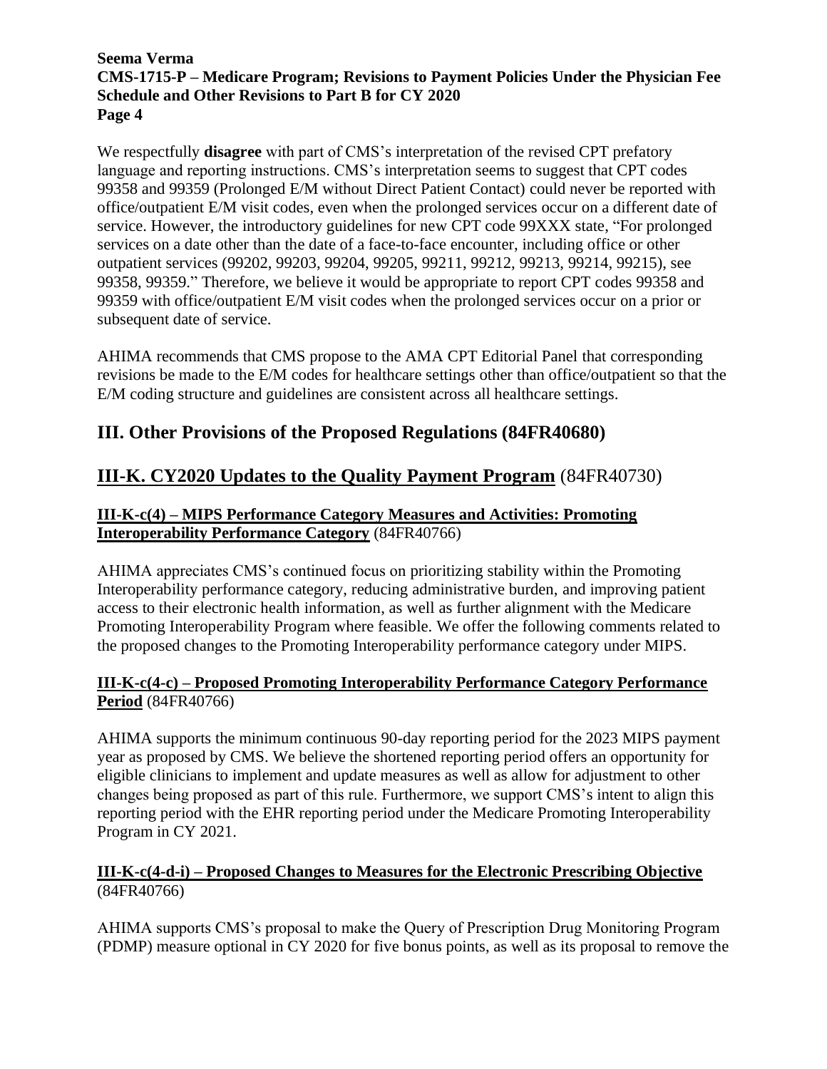We respectfully **disagree** with part of CMS's interpretation of the revised CPT prefatory language and reporting instructions. CMS's interpretation seems to suggest that CPT codes 99358 and 99359 (Prolonged E/M without Direct Patient Contact) could never be reported with office/outpatient E/M visit codes, even when the prolonged services occur on a different date of service. However, the introductory guidelines for new CPT code 99XXX state, "For prolonged services on a date other than the date of a face-to-face encounter, including office or other outpatient services (99202, 99203, 99204, 99205, 99211, 99212, 99213, 99214, 99215), see 99358, 99359." Therefore, we believe it would be appropriate to report CPT codes 99358 and 99359 with office/outpatient E/M visit codes when the prolonged services occur on a prior or subsequent date of service.

AHIMA recommends that CMS propose to the AMA CPT Editorial Panel that corresponding revisions be made to the E/M codes for healthcare settings other than office/outpatient so that the E/M coding structure and guidelines are consistent across all healthcare settings.

## III. Other Provisions of the Proposed Regulations (84FR40680)

## III-K. CY2020 Updates to the Quality Payment Program (84FR40730)

### III-K-c(4) – MIPS Performance Category Measures and Activities: Promoting Interoperability Performance Category (84FR40766)

AHIMA appreciates CMS's continued focus on prioritizing stability within the Promoting Interoperability performance category, reducing administrative burden, and improving patient access to their electronic health information, as well as further alignment with the Medicare Promoting Interoperability Program where feasible. We offer the following comments related to the proposed changes to the Promoting Interoperability performance category under MIPS.

### III-K-c(4-c) – Proposed Promoting Interoperability Performance Category Performance Period (84FR40766)

AHIMA supports the minimum continuous 90-day reporting period for the 2023 MIPS payment year as proposed by CMS. We believe the shortened reporting period offers an opportunity for eligible clinicians to implement and update measures as well as allow for adjustment to other changes being proposed as part of this rule. Furthermore, we support CMS's intent to align this reporting period with the EHR reporting period under the Medicare Promoting Interoperability Program in CY 2021.

### III-K-c(4-d-i) – Proposed Changes to Measures for the Electronic Prescribing Objective (84FR40766)

AHIMA supports CMS's proposal to make the Query of Prescription Drug Monitoring Program (PDMP) measure optional in CY 2020 for five bonus points, as well as its proposal to remove the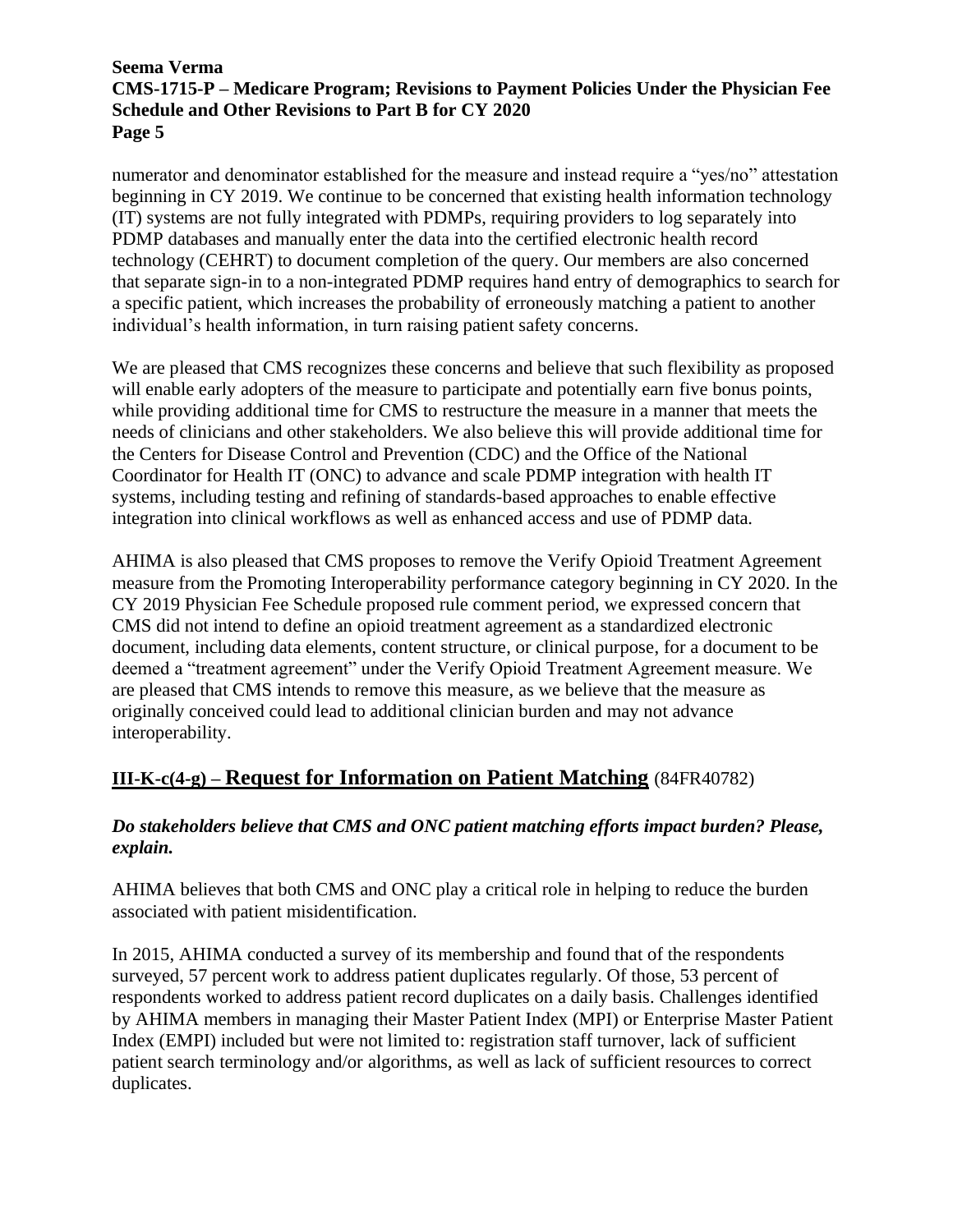numerator and denominator established for the measure and instead require a "yes/no" attestation beginning in CY 2019. We continue to be concerned that existing health information technology (IT) systems are not fully integrated with PDMPs, requiring providers to log separately into PDMP databases and manually enter the data into the certified electronic health record technology (CEHRT) to document completion of the query. Our members are also concerned that separate sign-in to a non-integrated PDMP requires hand entry of demographics to search for a specific patient, which increases the probability of erroneously matching a patient to another individual's health information, in turn raising patient safety concerns.

We are pleased that CMS recognizes these concerns and believe that such flexibility as proposed will enable early adopters of the measure to participate and potentially earn five bonus points, while providing additional time for CMS to restructure the measure in a manner that meets the needs of clinicians and other stakeholders. We also believe this will provide additional time for the Centers for Disease Control and Prevention (CDC) and the Office of the National Coordinator for Health IT (ONC) to advance and scale PDMP integration with health IT systems, including testing and refining of standards-based approaches to enable effective integration into clinical workflows as well as enhanced access and use of PDMP data.

AHIMA is also pleased that CMS proposes to remove the Verify Opioid Treatment Agreement measure from the Promoting Interoperability performance category beginning in CY 2020. In the CY 2019 Physician Fee Schedule proposed rule comment period, we expressed concern that CMS did not intend to define an opioid treatment agreement as a standardized electronic document, including data elements, content structure, or clinical purpose, for a document to be deemed a "treatment agreement" under the Verify Opioid Treatment Agreement measure. We are pleased that CMS intends to remove this measure, as we believe that the measure as originally conceived could lead to additional clinician burden and may not advance interoperability.

## **III-K-c(4-g) – Request for Information on Patient Matching** (84FR40782)

***Do stakeholders believe that CMS and ONC patient matching efforts impact burden? Please, explain.***

AHIMA believes that both CMS and ONC play a critical role in helping to reduce the burden associated with patient misidentification.

In 2015, AHIMA conducted a survey of its membership and found that of the respondents surveyed, 57 percent work to address patient duplicates regularly. Of those, 53 percent of respondents worked to address patient record duplicates on a daily basis. Challenges identified by AHIMA members in managing their Master Patient Index (MPI) or Enterprise Master Patient Index (EMPI) included but were not limited to: registration staff turnover, lack of sufficient patient search terminology and/or algorithms, as well as lack of sufficient resources to correct duplicates.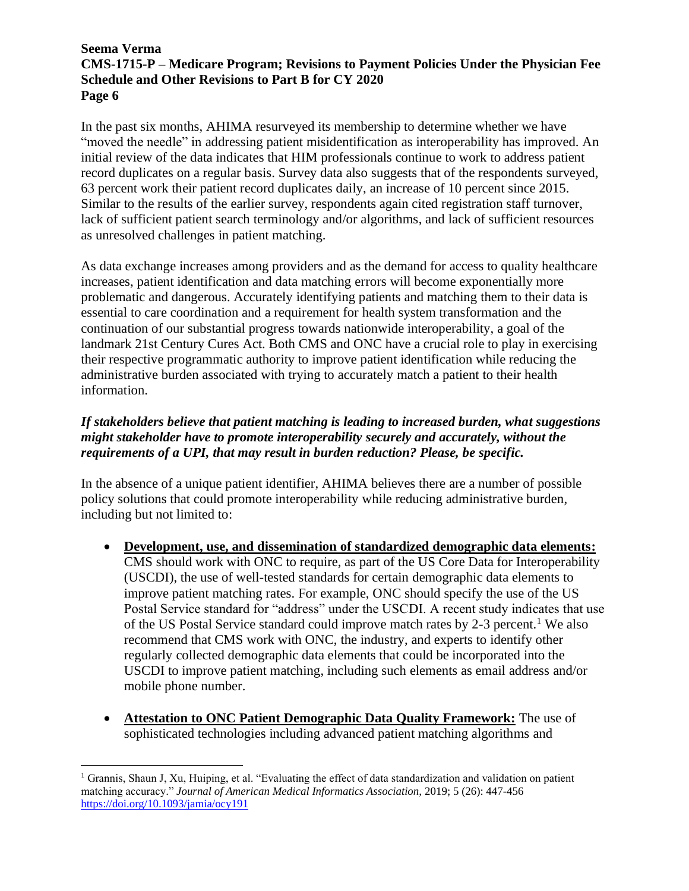In the past six months, AHIMA resurveyed its membership to determine whether we have "moved the needle" in addressing patient misidentification as interoperability has improved. An initial review of the data indicates that HIM professionals continue to work to address patient record duplicates on a regular basis. Survey data also suggests that of the respondents surveyed, 63 percent work their patient record duplicates daily, an increase of 10 percent since 2015. Similar to the results of the earlier survey, respondents again cited registration staff turnover, lack of sufficient patient search terminology and/or algorithms, and lack of sufficient resources as unresolved challenges in patient matching.

As data exchange increases among providers and as the demand for access to quality healthcare increases, patient identification and data matching errors will become exponentially more problematic and dangerous. Accurately identifying patients and matching them to their data is essential to care coordination and a requirement for health system transformation and the continuation of our substantial progress towards nationwide interoperability, a goal of the landmark 21st Century Cures Act. Both CMS and ONC have a crucial role to play in exercising their respective programmatic authority to improve patient identification while reducing the administrative burden associated with trying to accurately match a patient to their health information.

***If stakeholders believe that patient matching is leading to increased burden, what suggestions might stakeholder have to promote interoperability securely and accurately, without the requirements of a UPI, that may result in burden reduction? Please, be specific.***

In the absence of a unique patient identifier, AHIMA believes there are a number of possible policy solutions that could promote interoperability while reducing administrative burden, including but not limited to:

- **<u>Development, use, and dissemination of standardized demographic data elements:</u>** CMS should work with ONC to require, as part of the US Core Data for Interoperability (USCDI), the use of well-tested standards for certain demographic data elements to improve patient matching rates. For example, ONC should specify the use of the US Postal Service standard for "address" under the USCDI. A recent study indicates that use of the US Postal Service standard could improve match rates by 2-3 percent.[1] We also recommend that CMS work with ONC, the industry, and experts to identify other regularly collected demographic data elements that could be incorporated into the USCDI to improve patient matching, including such elements as email address and/or mobile phone number.

- **<u>Attestation to ONC Patient Demographic Data Quality Framework:</u>** The use of sophisticated technologies including advanced patient matching algorithms and

[1] Grannis, Shaun J, Xu, Huiping, et al. "Evaluating the effect of data standardization and validation on patient matching accuracy." *Journal of American Medical Informatics Association,* 2019; 5 (26): 447-456 https://doi.org/10.1093/jamia/ocy191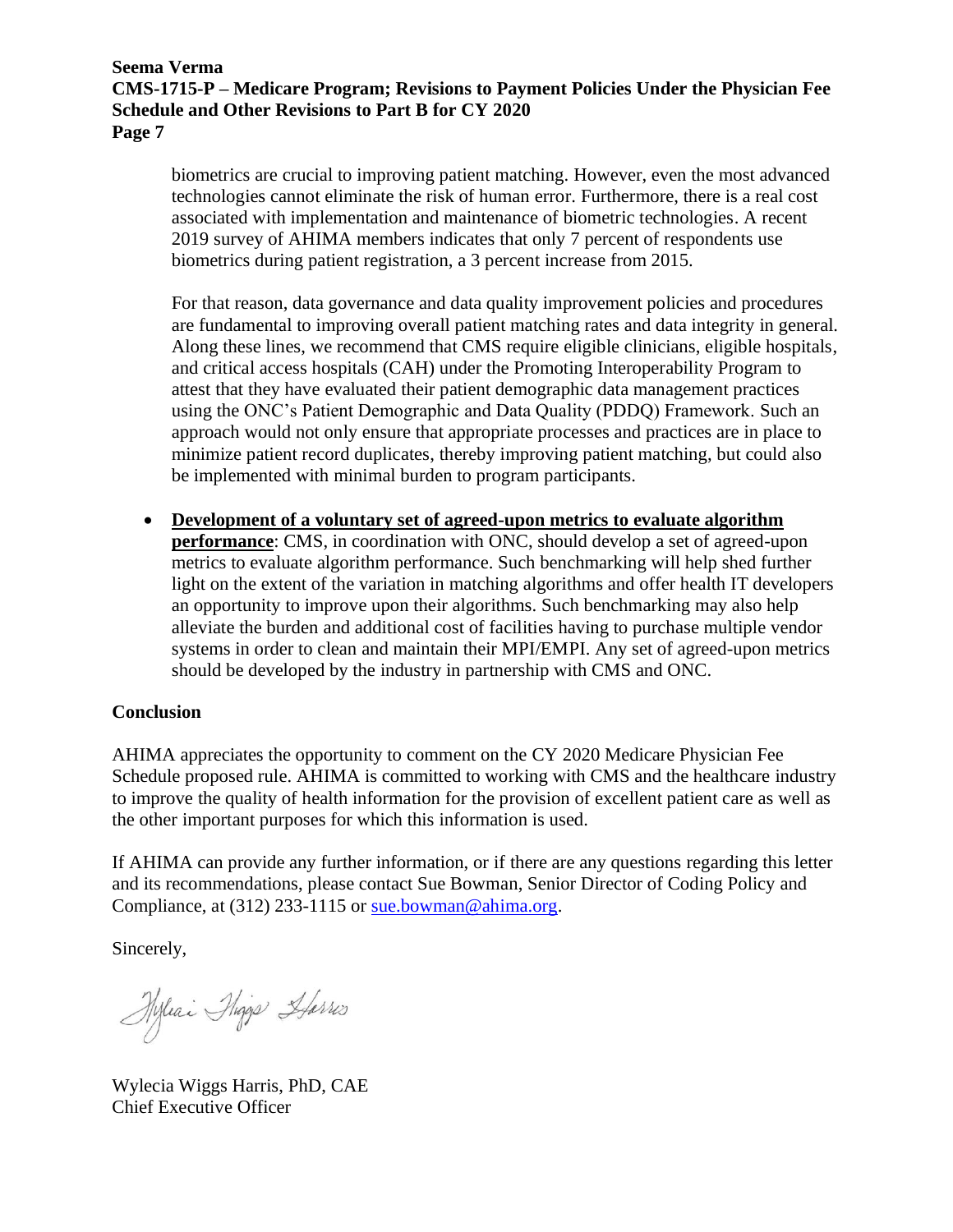biometrics are crucial to improving patient matching. However, even the most advanced technologies cannot eliminate the risk of human error. Furthermore, there is a real cost associated with implementation and maintenance of biometric technologies. A recent 2019 survey of AHIMA members indicates that only 7 percent of respondents use biometrics during patient registration, a 3 percent increase from 2015.

For that reason, data governance and data quality improvement policies and procedures are fundamental to improving overall patient matching rates and data integrity in general. Along these lines, we recommend that CMS require eligible clinicians, eligible hospitals, and critical access hospitals (CAH) under the Promoting Interoperability Program to attest that they have evaluated their patient demographic data management practices using the ONC's Patient Demographic and Data Quality (PDDQ) Framework. Such an approach would not only ensure that appropriate processes and practices are in place to minimize patient record duplicates, thereby improving patient matching, but could also be implemented with minimal burden to program participants.

- **Development of a voluntary set of agreed-upon metrics to evaluate algorithm performance**: CMS, in coordination with ONC, should develop a set of agreed-upon metrics to evaluate algorithm performance. Such benchmarking will help shed further light on the extent of the variation in matching algorithms and offer health IT developers an opportunity to improve upon their algorithms. Such benchmarking may also help alleviate the burden and additional cost of facilities having to purchase multiple vendor systems in order to clean and maintain their MPI/EMPI. Any set of agreed-upon metrics should be developed by the industry in partnership with CMS and ONC.

**Conclusion**

AHIMA appreciates the opportunity to comment on the CY 2020 Medicare Physician Fee Schedule proposed rule. AHIMA is committed to working with CMS and the healthcare industry to improve the quality of health information for the provision of excellent patient care as well as the other important purposes for which this information is used.

If AHIMA can provide any further information, or if there are any questions regarding this letter and its recommendations, please contact Sue Bowman, Senior Director of Coding Policy and Compliance, at (312) 233-1115 or sue.bowman@ahima.org.

Sincerely,

Wylecia Wiggs Harris, PhD, CAE
Chief Executive Officer